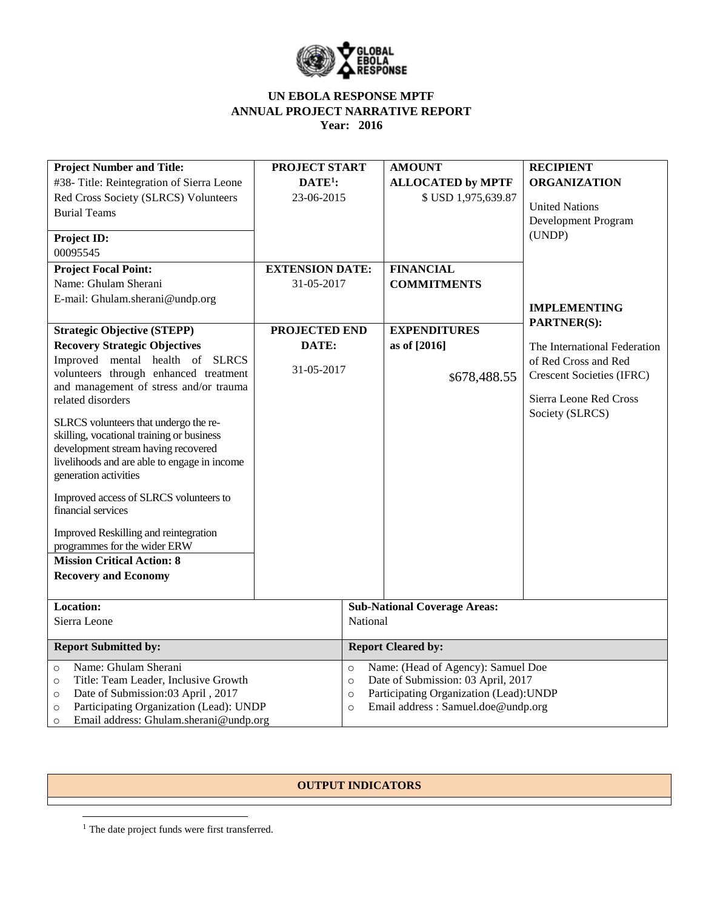# UN EBOLA RESPONSE MPTF
## ANNUAL PROJECT NARRATIVE REPORT
### Year: 2016

| **Project Number and Title:** | **PROJECT START DATE[1]:** | **AMOUNT ALLOCATED by MPTF** | **RECIPIENT ORGANIZATION** |
|---|---|---|---|
| #38- Title: Reintegration of Sierra Leone Red Cross Society (SLRCS) Volunteers Burial Teams<br><br>**Project ID:**<br>00095545 | 23-06-2015 | $ USD 1,975,639.87 | United Nations Development Program (UNDP) |
| **Project Focal Point:**<br>Name: Ghulam Sherani<br>E-mail: Ghulam.sherani@undp.org | **EXTENSION DATE:**<br>31-05-2017 | **FINANCIAL COMMITMENTS** | **IMPLEMENTING PARTNER(S):**<br><br>The International Federation of Red Cross and Red Crescent Societies (IFRC)<br><br>Sierra Leone Red Cross Society (SLRCS) |
| **Strategic Objective (STEPP)**<br>**Recovery Strategic Objectives**<br>Improved mental health of SLRCS volunteers through enhanced treatment and management of stress and/or trauma related disorders<br><br>SLRCS volunteers that undergo the re-skilling, vocational training or business development stream having recovered livelihoods and are able to engage in income generation activities<br><br>Improved access of SLRCS volunteers to financial services<br><br>Improved Reskilling and reintegration programmes for the wider ERW<br>**Mission Critical Action: 8**<br>**Recovery and Economy** | **PROJECTED END DATE:**<br>31-05-2017 | **EXPENDITURES as of [2016]**<br><br>$678,488.55 | |

| **Location:** | **Sub-National Coverage Areas:** |
|---|---|
| Sierra Leone | National |

| **Report Submitted by:** | **Report Cleared by:** |
|---|---|
| ○ Name: Ghulam Sherani<br>○ Title: Team Leader, Inclusive Growth<br>○ Date of Submission:03 April , 2017<br>○ Participating Organization (Lead): UNDP<br>○ Email address: Ghulam.sherani@undp.org | ○ Name: (Head of Agency): Samuel Doe<br>○ Date of Submission: 03 April, 2017<br>○ Participating Organization (Lead):UNDP<br>○ Email address : Samuel.doe@undp.org |

| **OUTPUT INDICATORS** |
|---|
| |

[1] The date project funds were first transferred.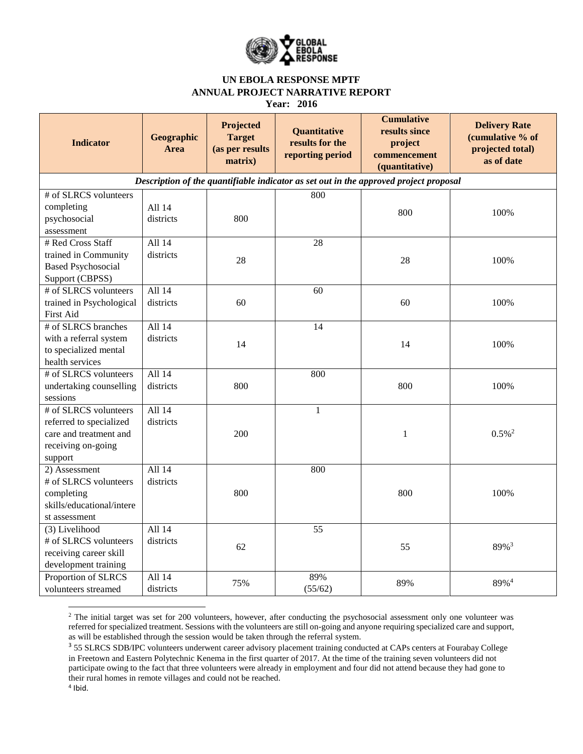**UN EBOLA RESPONSE MPTF**
**ANNUAL PROJECT NARRATIVE REPORT**
**Year: 2016**

| Indicator | Geographic Area | Projected Target (as per results matrix) | Quantitative results for the reporting period | Cumulative results since project commencement (quantitative) | Delivery Rate (cumulative % of projected total) as of date |
|---|---|---|---|---|---|
| ***Description of the quantifiable indicator as set out in the approved project proposal*** | | | | | |
| # of SLRCS volunteers completing psychosocial assessment | All 14 districts | 800 | 800 | 800 | 100% |
| # Red Cross Staff trained in Community Based Psychosocial Support (CBPSS) | All 14 districts | 28 | 28 | 28 | 100% |
| # of SLRCS volunteers trained in Psychological First Aid | All 14 districts | 60 | 60 | 60 | 100% |
| # of SLRCS branches with a referral system to specialized mental health services | All 14 districts | 14 | 14 | 14 | 100% |
| # of SLRCS volunteers undertaking counselling sessions | All 14 districts | 800 | 800 | 800 | 100% |
| # of SLRCS volunteers referred to specialized care and treatment and receiving on-going support | All 14 districts | 200 | 1 | 1 | 0.5%[2] |
| 2) Assessment # of SLRCS volunteers completing skills/educational/interest assessment | All 14 districts | 800 | 800 | 800 | 100% |
| (3) Livelihood # of SLRCS volunteers receiving career skill development training | All 14 districts | 62 | 55 | 55 | 89%[3] |
| Proportion of SLRCS volunteers streamed | All 14 districts | 75% | 89% (55/62) | 89% | 89%[4] |

[2] The initial target was set for 200 volunteers, however, after conducting the psychosocial assessment only one volunteer was referred for specialized treatment. Sessions with the volunteers are still on-going and anyone requiring specialized care and support, as will be established through the session would be taken through the referral system.

[3] 55 SLRCS SDB/IPC volunteers underwent career advisory placement training conducted at CAPs centers at Fourabay College in Freetown and Eastern Polytechnic Kenema in the first quarter of 2017. At the time of the training seven volunteers did not participate owing to the fact that three volunteers were already in employment and four did not attend because they had gone to their rural homes in remote villages and could not be reached.

[4] Ibid.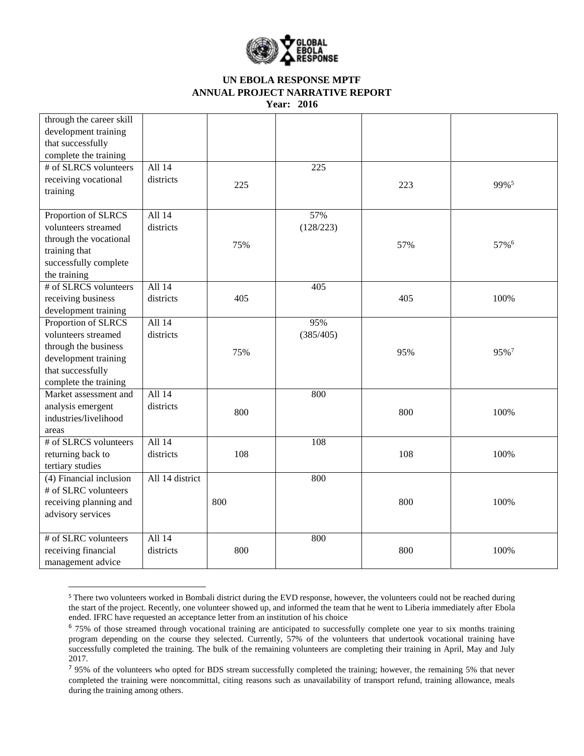# UN EBOLA RESPONSE MPTF
## ANNUAL PROJECT NARRATIVE REPORT
### Year: 2016

| | | | | | |
|---|---|---|---|---|---|
| through the career skill development training that successfully complete the training | | | | | |
| # of SLRCS volunteers receiving vocational training | All 14 districts | 225 | 225 | 223 | 99%[5] |
| Proportion of SLRCS volunteers streamed through the vocational training that successfully complete the training | All 14 districts | 75% | 57% (128/223) | 57% | 57%[6] |
| # of SLRCS volunteers receiving business development training | All 14 districts | 405 | 405 | 405 | 100% |
| Proportion of SLRCS volunteers streamed through the business development training that successfully complete the training | All 14 districts | 75% | 95% (385/405) | 95% | 95%[7] |
| Market assessment and analysis emergent industries/livelihood areas | All 14 districts | 800 | 800 | 800 | 100% |
| # of SLRCS volunteers returning back to tertiary studies | All 14 districts | 108 | 108 | 108 | 100% |
| (4) Financial inclusion # of SLRC volunteers receiving planning and advisory services | All 14 district | 800 | 800 | 800 | 100% |
| # of SLRC volunteers receiving financial management advice | All 14 districts | 800 | 800 | 800 | 100% |

[5] There two volunteers worked in Bombali district during the EVD response, however, the volunteers could not be reached during the start of the project. Recently, one volunteer showed up, and informed the team that he went to Liberia immediately after Ebola ended. IFRC have requested an acceptance letter from an institution of his choice

[6] 75% of those streamed through vocational training are anticipated to successfully complete one year to six months training program depending on the course they selected. Currently, 57% of the volunteers that undertook vocational training have successfully completed the training. The bulk of the remaining volunteers are completing their training in April, May and July 2017.

[7] 95% of the volunteers who opted for BDS stream successfully completed the training; however, the remaining 5% that never completed the training were noncommittal, citing reasons such as unavailability of transport refund, training allowance, meals during the training among others.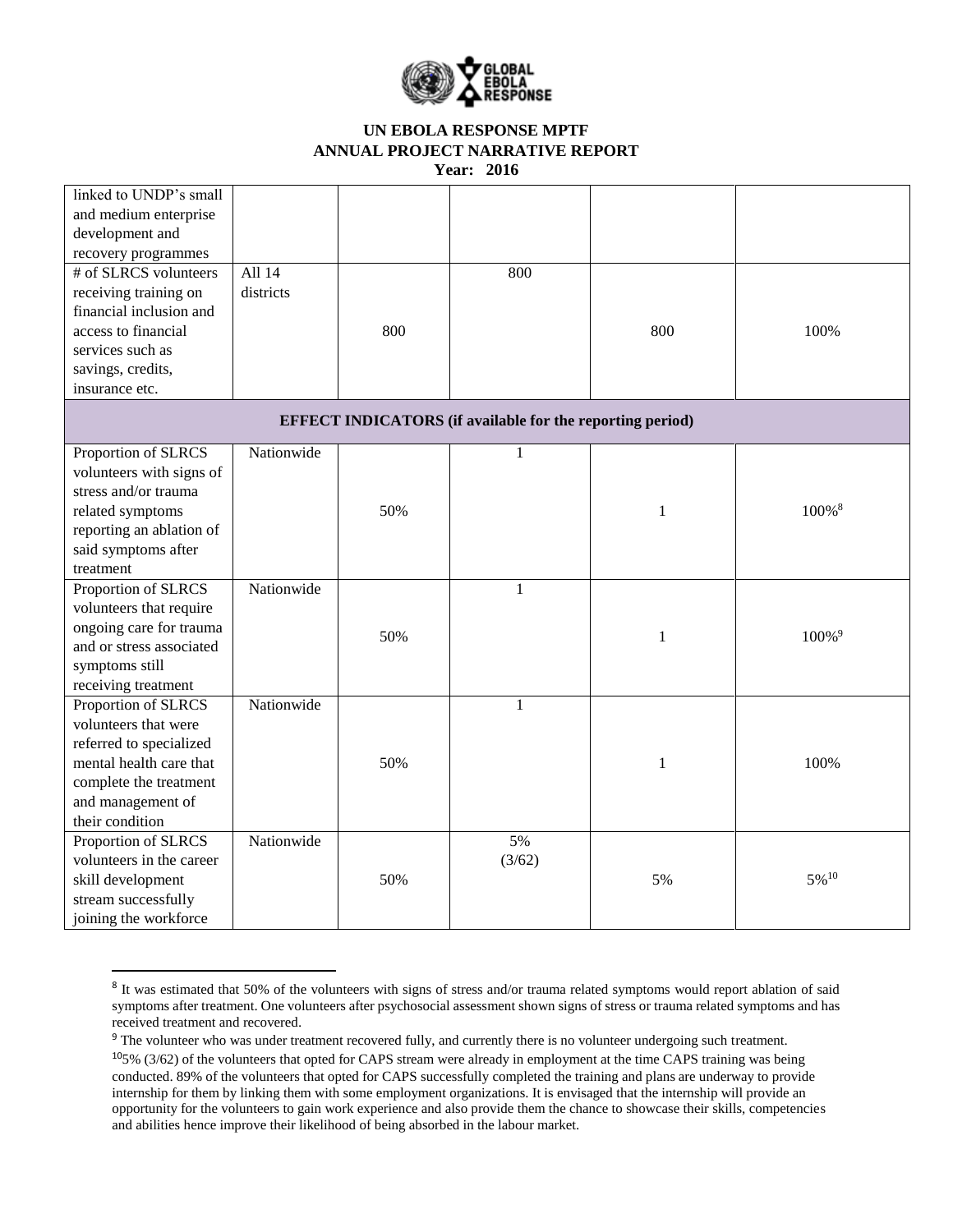**UN EBOLA RESPONSE MPTF**
**ANNUAL PROJECT NARRATIVE REPORT**
**Year: 2016**

| | | | | | |
|---|---|---|---|---|---|
| linked to UNDP's small and medium enterprise development and recovery programmes | | | | | |
| # of SLRCS volunteers receiving training on financial inclusion and access to financial services such as savings, credits, insurance etc. | All 14 districts | 800 | 800 | 800 | 100% |
| **EFFECT INDICATORS (if available for the reporting period)** | | | | | |
| Proportion of SLRCS volunteers with signs of stress and/or trauma related symptoms reporting an ablation of said symptoms after treatment | Nationwide | 50% | 1 | 1 | 100%[8] |
| Proportion of SLRCS volunteers that require ongoing care for trauma and or stress associated symptoms still receiving treatment | Nationwide | 50% | 1 | 1 | 100%[9] |
| Proportion of SLRCS volunteers that were referred to specialized mental health care that complete the treatment and management of their condition | Nationwide | 50% | 1 | 1 | 100% |
| Proportion of SLRCS volunteers in the career skill development stream successfully joining the workforce | Nationwide | 50% | 5% (3/62) | 5% | 5%[10] |

[8] It was estimated that 50% of the volunteers with signs of stress and/or trauma related symptoms would report ablation of said symptoms after treatment. One volunteers after psychosocial assessment shown signs of stress or trauma related symptoms and has received treatment and recovered.

[9] The volunteer who was under treatment recovered fully, and currently there is no volunteer undergoing such treatment.

[10] 5% (3/62) of the volunteers that opted for CAPS stream were already in employment at the time CAPS training was being conducted. 89% of the volunteers that opted for CAPS successfully completed the training and plans are underway to provide internship for them by linking them with some employment organizations. It is envisaged that the internship will provide an opportunity for the volunteers to gain work experience and also provide them the chance to showcase their skills, competencies and abilities hence improve their likelihood of being absorbed in the labour market.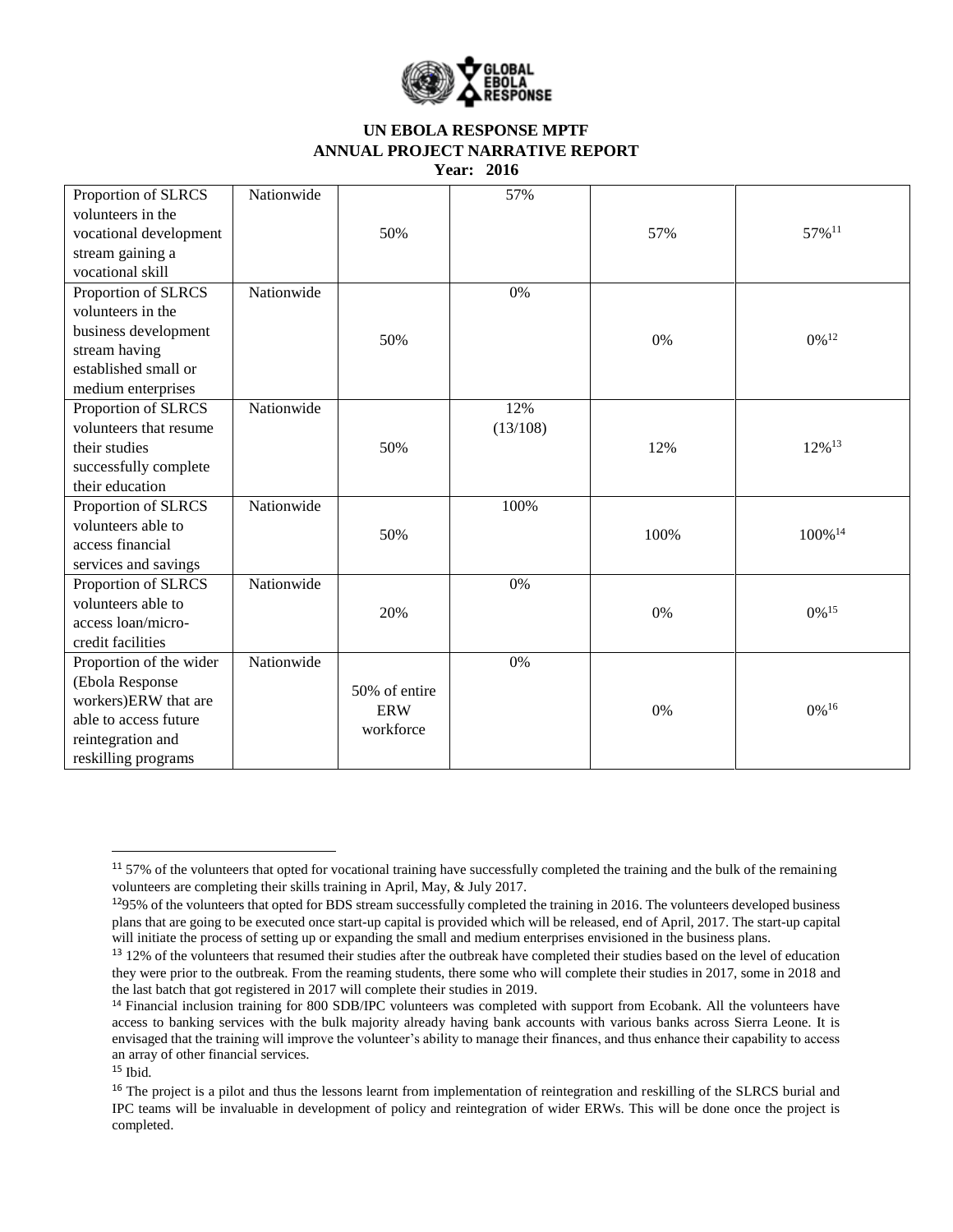**UN EBOLA RESPONSE MPTF**
**ANNUAL PROJECT NARRATIVE REPORT**
**Year: 2016**

| | | | | | |
|---|---|---|---|---|---|
| Proportion of SLRCS volunteers in the vocational development stream gaining a vocational skill | Nationwide | 50% | 57% | 57% | 57%[11] |
| Proportion of SLRCS volunteers in the business development stream having established small or medium enterprises | Nationwide | 50% | 0% | 0% | 0%[12] |
| Proportion of SLRCS volunteers that resume their studies successfully complete their education | Nationwide | 50% | 12% (13/108) | 12% | 12%[13] |
| Proportion of SLRCS volunteers able to access financial services and savings | Nationwide | 50% | 100% | 100% | 100%[14] |
| Proportion of SLRCS volunteers able to access loan/micro-credit facilities | Nationwide | 20% | 0% | 0% | 0%[15] |
| Proportion of the wider (Ebola Response workers)ERW that are able to access future reintegration and reskilling programs | Nationwide | 50% of entire ERW workforce | 0% | 0% | 0%[16] |

[11] 57% of the volunteers that opted for vocational training have successfully completed the training and the bulk of the remaining volunteers are completing their skills training in April, May, & July 2017.

[12] 95% of the volunteers that opted for BDS stream successfully completed the training in 2016. The volunteers developed business plans that are going to be executed once start-up capital is provided which will be released, end of April, 2017. The start-up capital will initiate the process of setting up or expanding the small and medium enterprises envisioned in the business plans.

[13] 12% of the volunteers that resumed their studies after the outbreak have completed their studies based on the level of education they were prior to the outbreak. From the reaming students, there some who will complete their studies in 2017, some in 2018 and the last batch that got registered in 2017 will complete their studies in 2019.

[14] Financial inclusion training for 800 SDB/IPC volunteers was completed with support from Ecobank. All the volunteers have access to banking services with the bulk majority already having bank accounts with various banks across Sierra Leone. It is envisaged that the training will improve the volunteer's ability to manage their finances, and thus enhance their capability to access an array of other financial services.

[15] Ibid.

[16] The project is a pilot and thus the lessons learnt from implementation of reintegration and reskilling of the SLRCS burial and IPC teams will be invaluable in development of policy and reintegration of wider ERWs. This will be done once the project is completed.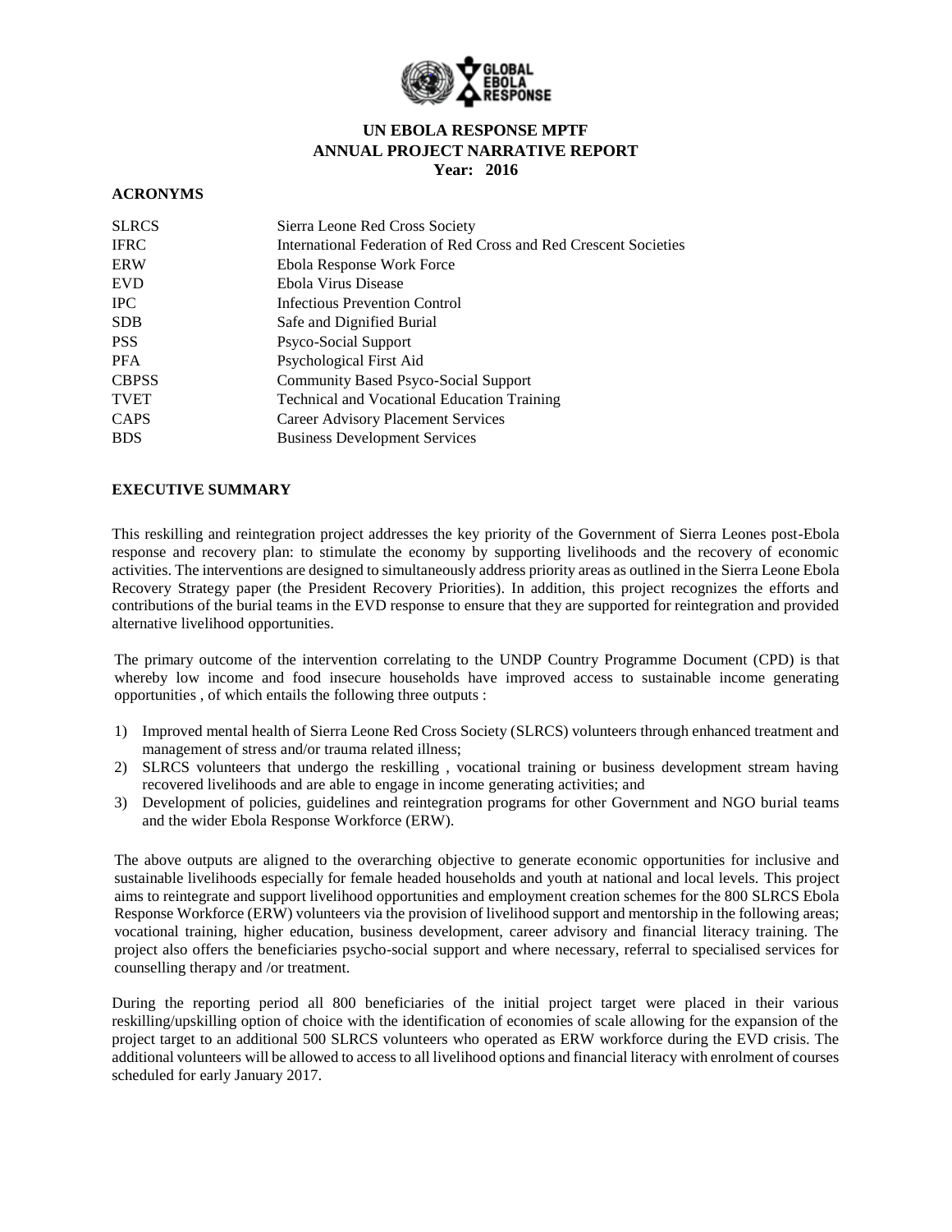**UN EBOLA RESPONSE MPTF**
**ANNUAL PROJECT NARRATIVE REPORT**
**Year: 2016**

**ACRONYMS**

| | |
|---|---|
| SLRCS | Sierra Leone Red Cross Society |
| IFRC | International Federation of Red Cross and Red Crescent Societies |
| ERW | Ebola Response Work Force |
| EVD | Ebola Virus Disease |
| IPC | Infectious Prevention Control |
| SDB | Safe and Dignified Burial |
| PSS | Psyco-Social Support |
| PFA | Psychological First Aid |
| CBPSS | Community Based Psyco-Social Support |
| TVET | Technical and Vocational Education Training |
| CAPS | Career Advisory Placement Services |
| BDS | Business Development Services |

**EXECUTIVE SUMMARY**

This reskilling and reintegration project addresses the key priority of the Government of Sierra Leones post-Ebola response and recovery plan: to stimulate the economy by supporting livelihoods and the recovery of economic activities. The interventions are designed to simultaneously address priority areas as outlined in the Sierra Leone Ebola Recovery Strategy paper (the President Recovery Priorities). In addition, this project recognizes the efforts and contributions of the burial teams in the EVD response to ensure that they are supported for reintegration and provided alternative livelihood opportunities.

The primary outcome of the intervention correlating to the UNDP Country Programme Document (CPD) is that whereby low income and food insecure households have improved access to sustainable income generating opportunities , of which entails the following three outputs :

1) Improved mental health of Sierra Leone Red Cross Society (SLRCS) volunteers through enhanced treatment and management of stress and/or trauma related illness;
2) SLRCS volunteers that undergo the reskilling , vocational training or business development stream having recovered livelihoods and are able to engage in income generating activities; and
3) Development of policies, guidelines and reintegration programs for other Government and NGO burial teams and the wider Ebola Response Workforce (ERW).

The above outputs are aligned to the overarching objective to generate economic opportunities for inclusive and sustainable livelihoods especially for female headed households and youth at national and local levels. This project aims to reintegrate and support livelihood opportunities and employment creation schemes for the 800 SLRCS Ebola Response Workforce (ERW) volunteers via the provision of livelihood support and mentorship in the following areas; vocational training, higher education, business development, career advisory and financial literacy training. The project also offers the beneficiaries psycho-social support and where necessary, referral to specialised services for counselling therapy and /or treatment.

During the reporting period all 800 beneficiaries of the initial project target were placed in their various reskilling/upskilling option of choice with the identification of economies of scale allowing for the expansion of the project target to an additional 500 SLRCS volunteers who operated as ERW workforce during the EVD crisis. The additional volunteers will be allowed to access to all livelihood options and financial literacy with enrolment of courses scheduled for early January 2017.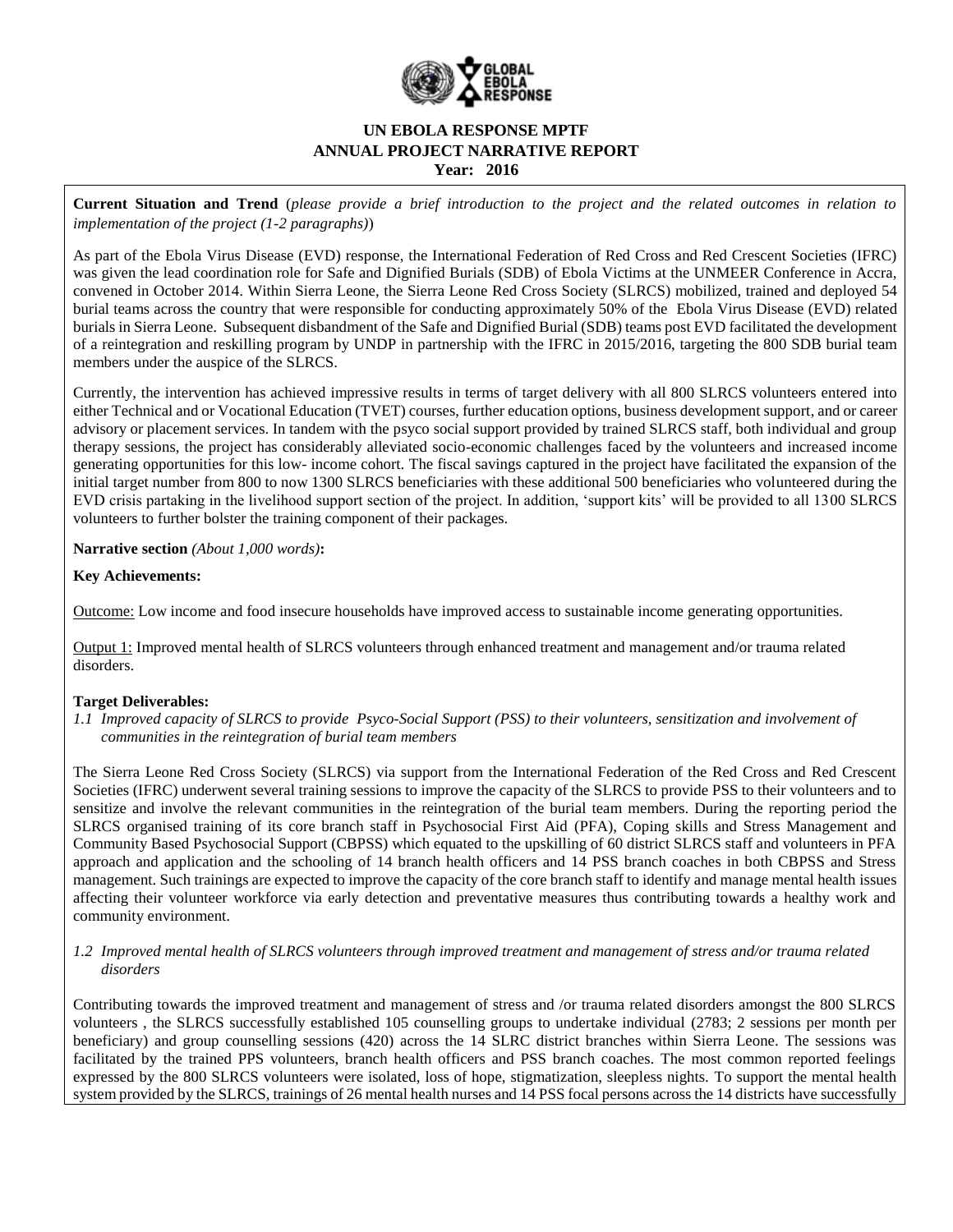**UN EBOLA RESPONSE MPTF**
**ANNUAL PROJECT NARRATIVE REPORT**
**Year: 2016**

**Current Situation and Trend** (*please provide a brief introduction to the project and the related outcomes in relation to implementation of the project (1-2 paragraphs)*)

As part of the Ebola Virus Disease (EVD) response, the International Federation of Red Cross and Red Crescent Societies (IFRC) was given the lead coordination role for Safe and Dignified Burials (SDB) of Ebola Victims at the UNMEER Conference in Accra, convened in October 2014. Within Sierra Leone, the Sierra Leone Red Cross Society (SLRCS) mobilized, trained and deployed 54 burial teams across the country that were responsible for conducting approximately 50% of the Ebola Virus Disease (EVD) related burials in Sierra Leone. Subsequent disbandment of the Safe and Dignified Burial (SDB) teams post EVD facilitated the development of a reintegration and reskilling program by UNDP in partnership with the IFRC in 2015/2016, targeting the 800 SDB burial team members under the auspice of the SLRCS.

Currently, the intervention has achieved impressive results in terms of target delivery with all 800 SLRCS volunteers entered into either Technical and or Vocational Education (TVET) courses, further education options, business development support, and or career advisory or placement services. In tandem with the psyco social support provided by trained SLRCS staff, both individual and group therapy sessions, the project has considerably alleviated socio-economic challenges faced by the volunteers and increased income generating opportunities for this low- income cohort. The fiscal savings captured in the project have facilitated the expansion of the initial target number from 800 to now 1300 SLRCS beneficiaries with these additional 500 beneficiaries who volunteered during the EVD crisis partaking in the livelihood support section of the project. In addition, 'support kits' will be provided to all 1300 SLRCS volunteers to further bolster the training component of their packages.

**Narrative section** *(About 1,000 words)***:**

**Key Achievements:**

Outcome: Low income and food insecure households have improved access to sustainable income generating opportunities.

Output 1: Improved mental health of SLRCS volunteers through enhanced treatment and management and/or trauma related disorders.

**Target Deliverables:**

*1.1 Improved capacity of SLRCS to provide Psyco-Social Support (PSS) to their volunteers, sensitization and involvement of communities in the reintegration of burial team members*

The Sierra Leone Red Cross Society (SLRCS) via support from the International Federation of the Red Cross and Red Crescent Societies (IFRC) underwent several training sessions to improve the capacity of the SLRCS to provide PSS to their volunteers and to sensitize and involve the relevant communities in the reintegration of the burial team members. During the reporting period the SLRCS organised training of its core branch staff in Psychosocial First Aid (PFA), Coping skills and Stress Management and Community Based Psychosocial Support (CBPSS) which equated to the upskilling of 60 district SLRCS staff and volunteers in PFA approach and application and the schooling of 14 branch health officers and 14 PSS branch coaches in both CBPSS and Stress management. Such trainings are expected to improve the capacity of the core branch staff to identify and manage mental health issues affecting their volunteer workforce via early detection and preventative measures thus contributing towards a healthy work and community environment.

*1.2 Improved mental health of SLRCS volunteers through improved treatment and management of stress and/or trauma related disorders*

Contributing towards the improved treatment and management of stress and /or trauma related disorders amongst the 800 SLRCS volunteers , the SLRCS successfully established 105 counselling groups to undertake individual (2783; 2 sessions per month per beneficiary) and group counselling sessions (420) across the 14 SLRC district branches within Sierra Leone. The sessions was facilitated by the trained PPS volunteers, branch health officers and PSS branch coaches. The most common reported feelings expressed by the 800 SLRCS volunteers were isolated, loss of hope, stigmatization, sleepless nights. To support the mental health system provided by the SLRCS, trainings of 26 mental health nurses and 14 PSS focal persons across the 14 districts have successfully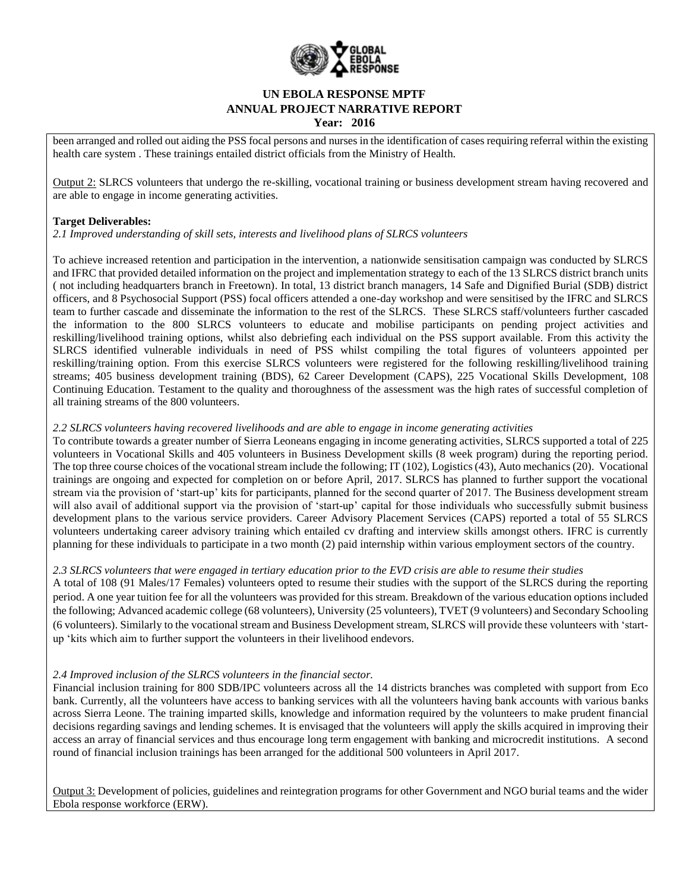been arranged and rolled out aiding the PSS focal persons and nurses in the identification of cases requiring referral within the existing health care system . These trainings entailed district officials from the Ministry of Health.

Output 2: SLRCS volunteers that undergo the re-skilling, vocational training or business development stream having recovered and are able to engage in income generating activities.

**Target Deliverables:**

*2.1 Improved understanding of skill sets, interests and livelihood plans of SLRCS volunteers*

To achieve increased retention and participation in the intervention, a nationwide sensitisation campaign was conducted by SLRCS and IFRC that provided detailed information on the project and implementation strategy to each of the 13 SLRCS district branch units ( not including headquarters branch in Freetown). In total, 13 district branch managers, 14 Safe and Dignified Burial (SDB) district officers, and 8 Psychosocial Support (PSS) focal officers attended a one-day workshop and were sensitised by the IFRC and SLRCS team to further cascade and disseminate the information to the rest of the SLRCS. These SLRCS staff/volunteers further cascaded the information to the 800 SLRCS volunteers to educate and mobilise participants on pending project activities and reskilling/livelihood training options, whilst also debriefing each individual on the PSS support available. From this activity the SLRCS identified vulnerable individuals in need of PSS whilst compiling the total figures of volunteers appointed per reskilling/training option. From this exercise SLRCS volunteers were registered for the following reskilling/livelihood training streams; 405 business development training (BDS), 62 Career Development (CAPS), 225 Vocational Skills Development, 108 Continuing Education. Testament to the quality and thoroughness of the assessment was the high rates of successful completion of all training streams of the 800 volunteers.

*2.2 SLRCS volunteers having recovered livelihoods and are able to engage in income generating activities*

To contribute towards a greater number of Sierra Leoneans engaging in income generating activities, SLRCS supported a total of 225 volunteers in Vocational Skills and 405 volunteers in Business Development skills (8 week program) during the reporting period. The top three course choices of the vocational stream include the following; IT (102), Logistics (43), Auto mechanics (20). Vocational trainings are ongoing and expected for completion on or before April, 2017. SLRCS has planned to further support the vocational stream via the provision of 'start-up' kits for participants, planned for the second quarter of 2017. The Business development stream will also avail of additional support via the provision of 'start-up' capital for those individuals who successfully submit business development plans to the various service providers. Career Advisory Placement Services (CAPS) reported a total of 55 SLRCS volunteers undertaking career advisory training which entailed cv drafting and interview skills amongst others. IFRC is currently planning for these individuals to participate in a two month (2) paid internship within various employment sectors of the country.

*2.3 SLRCS volunteers that were engaged in tertiary education prior to the EVD crisis are able to resume their studies*

A total of 108 (91 Males/17 Females) volunteers opted to resume their studies with the support of the SLRCS during the reporting period. A one year tuition fee for all the volunteers was provided for this stream. Breakdown of the various education options included the following; Advanced academic college (68 volunteers), University (25 volunteers), TVET (9 volunteers) and Secondary Schooling (6 volunteers). Similarly to the vocational stream and Business Development stream, SLRCS will provide these volunteers with 'start-up 'kits which aim to further support the volunteers in their livelihood endevors.

*2.4 Improved inclusion of the SLRCS volunteers in the financial sector.*

Financial inclusion training for 800 SDB/IPC volunteers across all the 14 districts branches was completed with support from Eco bank. Currently, all the volunteers have access to banking services with all the volunteers having bank accounts with various banks across Sierra Leone. The training imparted skills, knowledge and information required by the volunteers to make prudent financial decisions regarding savings and lending schemes. It is envisaged that the volunteers will apply the skills acquired in improving their access an array of financial services and thus encourage long term engagement with banking and microcredit institutions. A second round of financial inclusion trainings has been arranged for the additional 500 volunteers in April 2017.

Output 3: Development of policies, guidelines and reintegration programs for other Government and NGO burial teams and the wider Ebola response workforce (ERW).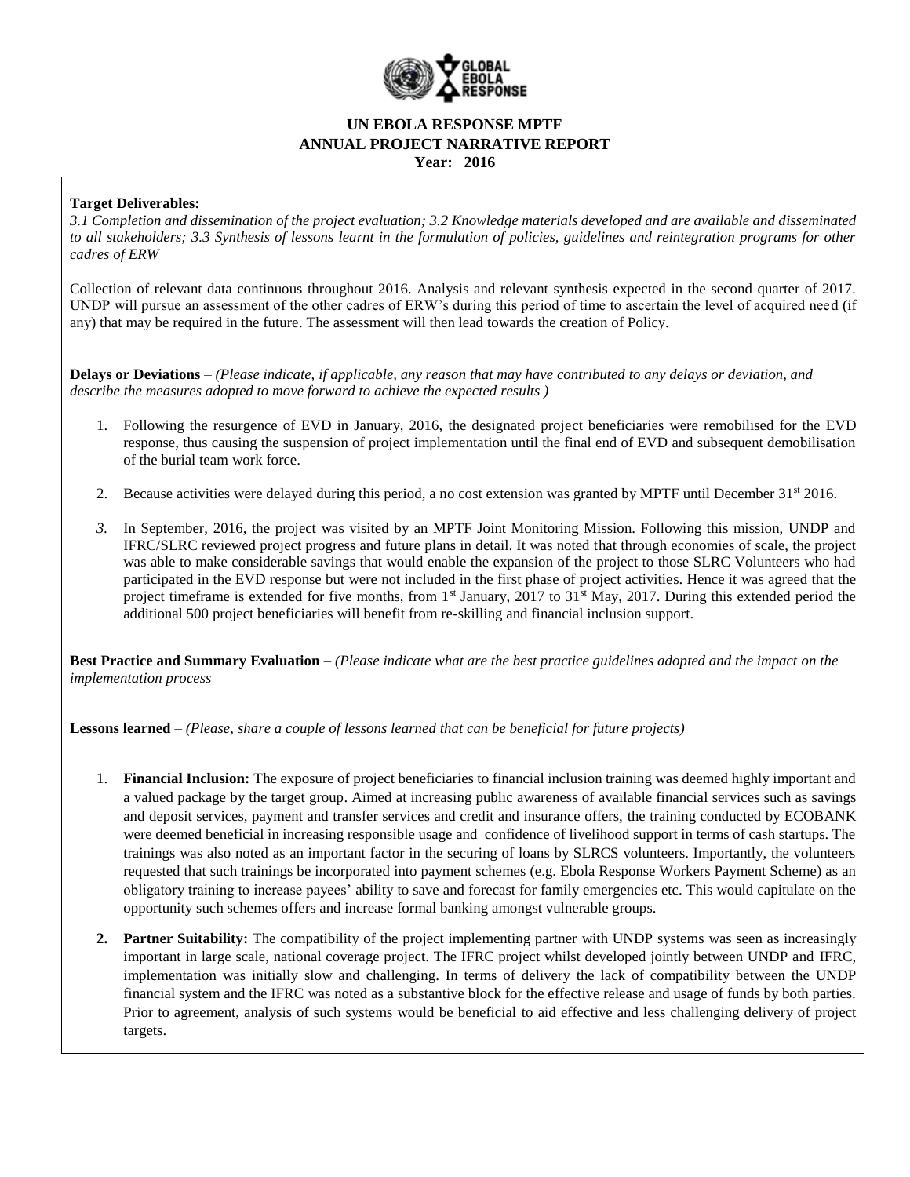**UN EBOLA RESPONSE MPTF**
**ANNUAL PROJECT NARRATIVE REPORT**
**Year: 2016**

**Target Deliverables:**

*3.1 Completion and dissemination of the project evaluation; 3.2 Knowledge materials developed and are available and disseminated to all stakeholders; 3.3 Synthesis of lessons learnt in the formulation of policies, guidelines and reintegration programs for other cadres of ERW*

Collection of relevant data continuous throughout 2016. Analysis and relevant synthesis expected in the second quarter of 2017. UNDP will pursue an assessment of the other cadres of ERW's during this period of time to ascertain the level of acquired need (if any) that may be required in the future. The assessment will then lead towards the creation of Policy.

**Delays or Deviations** – *(Please indicate, if applicable, any reason that may have contributed to any delays or deviation, and describe the measures adopted to move forward to achieve the expected results )*

1. Following the resurgence of EVD in January, 2016, the designated project beneficiaries were remobilised for the EVD response, thus causing the suspension of project implementation until the final end of EVD and subsequent demobilisation of the burial team work force.
2. Because activities were delayed during this period, a no cost extension was granted by MPTF until December 31st 2016.
3. In September, 2016, the project was visited by an MPTF Joint Monitoring Mission. Following this mission, UNDP and IFRC/SLRC reviewed project progress and future plans in detail. It was noted that through economies of scale, the project was able to make considerable savings that would enable the expansion of the project to those SLRC Volunteers who had participated in the EVD response but were not included in the first phase of project activities. Hence it was agreed that the project timeframe is extended for five months, from 1st January, 2017 to 31st May, 2017. During this extended period the additional 500 project beneficiaries will benefit from re-skilling and financial inclusion support.

**Best Practice and Summary Evaluation** – *(Please indicate what are the best practice guidelines adopted and the impact on the implementation process*

**Lessons learned** – *(Please, share a couple of lessons learned that can be beneficial for future projects)*

1. **Financial Inclusion:** The exposure of project beneficiaries to financial inclusion training was deemed highly important and a valued package by the target group. Aimed at increasing public awareness of available financial services such as savings and deposit services, payment and transfer services and credit and insurance offers, the training conducted by ECOBANK were deemed beneficial in increasing responsible usage and confidence of livelihood support in terms of cash startups. The trainings was also noted as an important factor in the securing of loans by SLRCS volunteers. Importantly, the volunteers requested that such trainings be incorporated into payment schemes (e.g. Ebola Response Workers Payment Scheme) as an obligatory training to increase payees' ability to save and forecast for family emergencies etc. This would capitulate on the opportunity such schemes offers and increase formal banking amongst vulnerable groups.
2. **Partner Suitability:** The compatibility of the project implementing partner with UNDP systems was seen as increasingly important in large scale, national coverage project. The IFRC project whilst developed jointly between UNDP and IFRC, implementation was initially slow and challenging. In terms of delivery the lack of compatibility between the UNDP financial system and the IFRC was noted as a substantive block for the effective release and usage of funds by both parties. Prior to agreement, analysis of such systems would be beneficial to aid effective and less challenging delivery of project targets.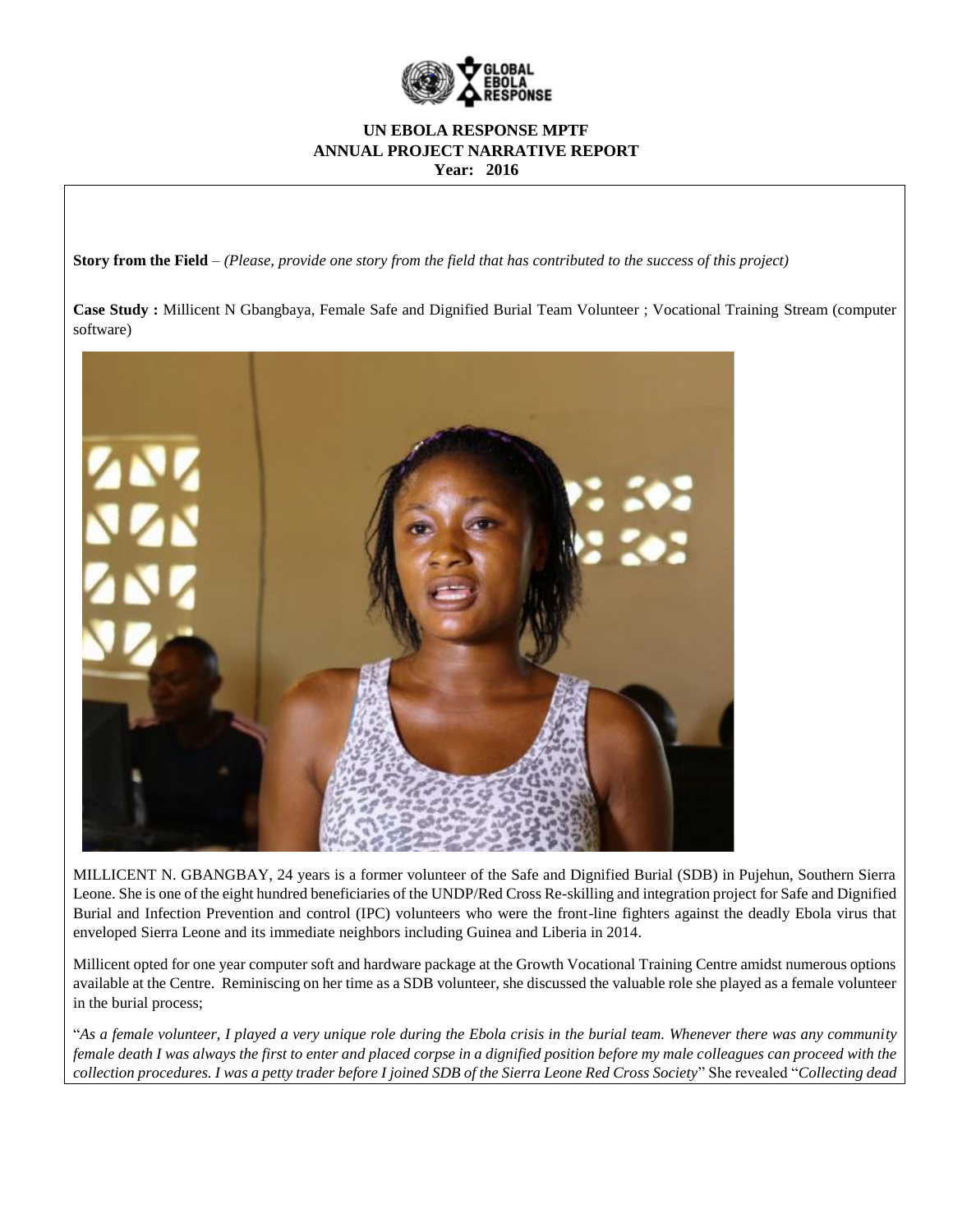**UN EBOLA RESPONSE MPTF**
**ANNUAL PROJECT NARRATIVE REPORT**
**Year: 2016**

**Story from the Field** – *(Please, provide one story from the field that has contributed to the success of this project)*

**Case Study :** Millicent N Gbangbaya, Female Safe and Dignified Burial Team Volunteer ; Vocational Training Stream (computer software)

MILLICENT N. GBANGBAY, 24 years is a former volunteer of the Safe and Dignified Burial (SDB) in Pujehun, Southern Sierra Leone. She is one of the eight hundred beneficiaries of the UNDP/Red Cross Re-skilling and integration project for Safe and Dignified Burial and Infection Prevention and control (IPC) volunteers who were the front-line fighters against the deadly Ebola virus that enveloped Sierra Leone and its immediate neighbors including Guinea and Liberia in 2014.

Millicent opted for one year computer soft and hardware package at the Growth Vocational Training Centre amidst numerous options available at the Centre. Reminiscing on her time as a SDB volunteer, she discussed the valuable role she played as a female volunteer in the burial process;

"*As a female volunteer, I played a very unique role during the Ebola crisis in the burial team. Whenever there was any community female death I was always the first to enter and placed corpse in a dignified position before my male colleagues can proceed with the collection procedures. I was a petty trader before I joined SDB of the Sierra Leone Red Cross Society*" She revealed "*Collecting dead*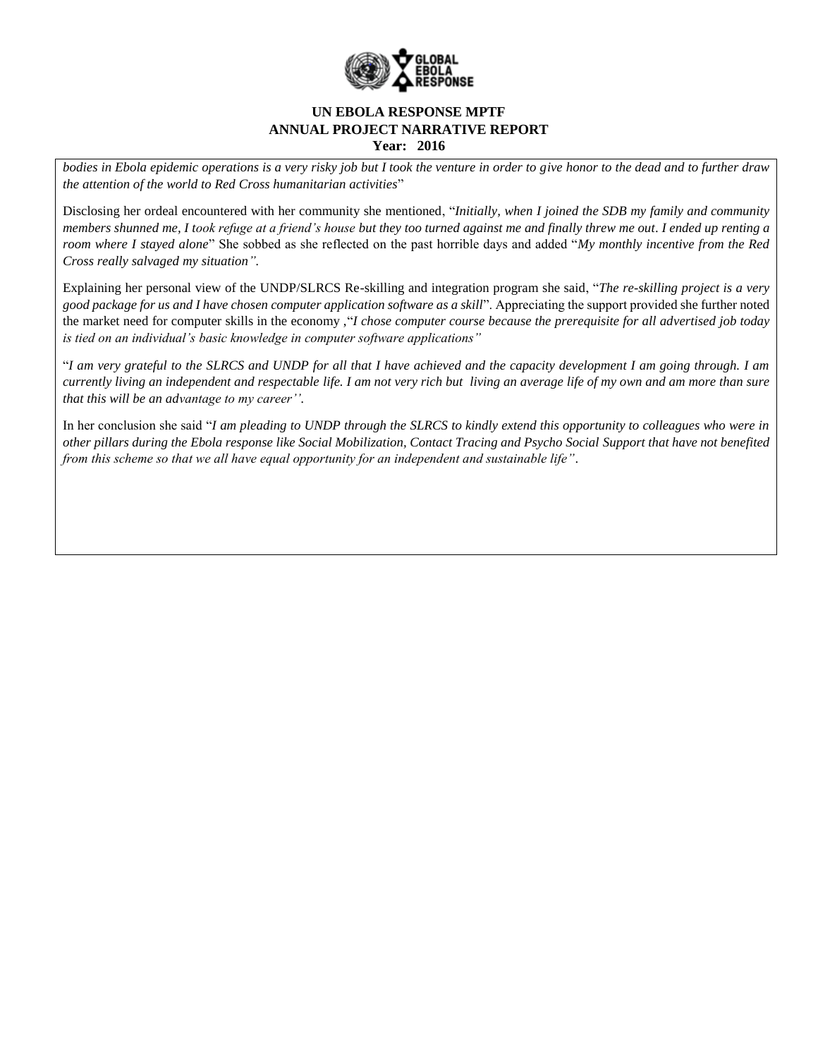*bodies in Ebola epidemic operations is a very risky job but I took the venture in order to give honor to the dead and to further draw the attention of the world to Red Cross humanitarian activities*"

Disclosing her ordeal encountered with her community she mentioned, "*Initially, when I joined the SDB my family and community members shunned me, I took refuge at a friend's house but they too turned against me and finally threw me out. I ended up renting a room where I stayed alone*" She sobbed as she reflected on the past horrible days and added "*My monthly incentive from the Red Cross really salvaged my situation".*

Explaining her personal view of the UNDP/SLRCS Re-skilling and integration program she said, "*The re-skilling project is a very good package for us and I have chosen computer application software as a skill*". Appreciating the support provided she further noted the market need for computer skills in the economy ,"*I chose computer course because the prerequisite for all advertised job today is tied on an individual's basic knowledge in computer software applications"*

"*I am very grateful to the SLRCS and UNDP for all that I have achieved and the capacity development I am going through. I am currently living an independent and respectable life. I am not very rich but living an average life of my own and am more than sure that this will be an advantage to my career''.*

In her conclusion she said "*I am pleading to UNDP through the SLRCS to kindly extend this opportunity to colleagues who were in other pillars during the Ebola response like Social Mobilization, Contact Tracing and Psycho Social Support that have not benefited from this scheme so that we all have equal opportunity for an independent and sustainable life"*.